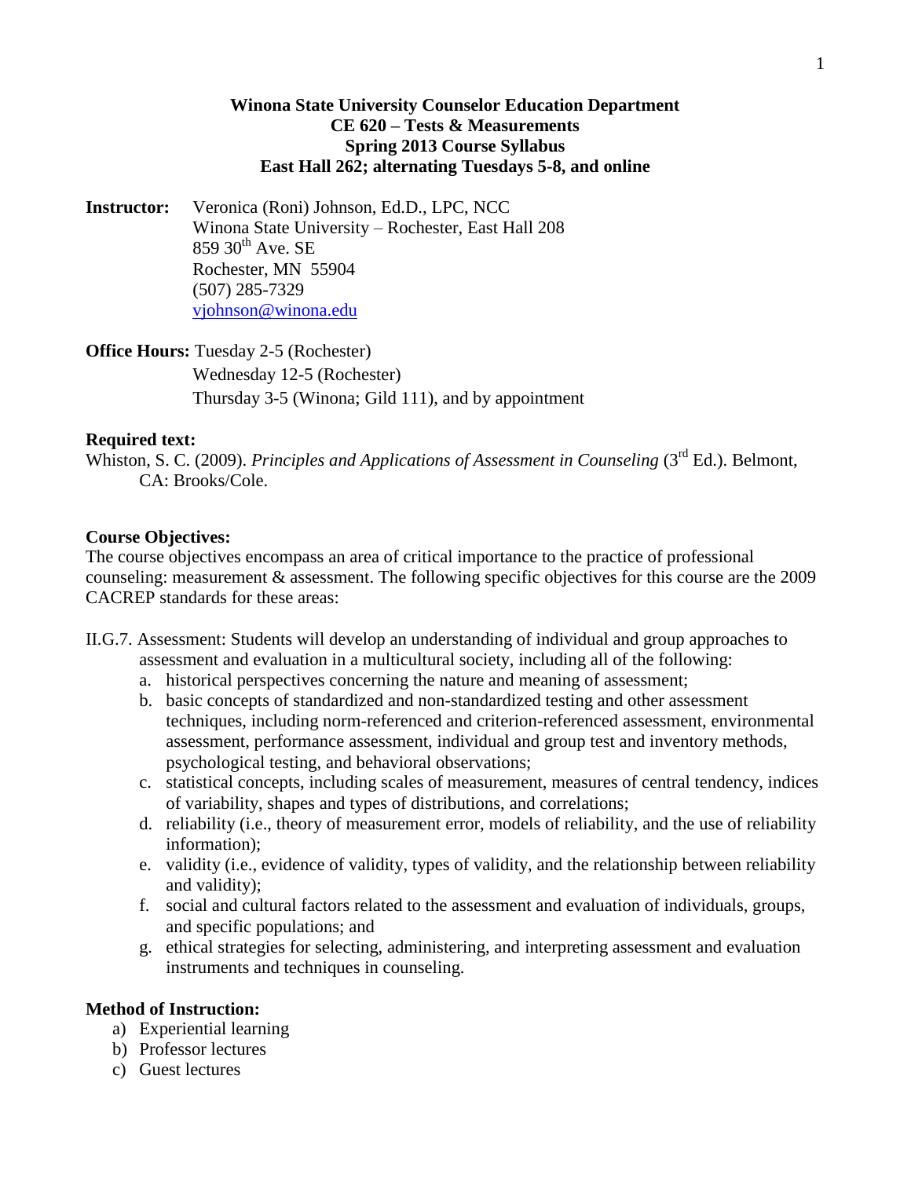# Winona State University Counselor Education Department
## CE 620 – Tests & Measurements
## Spring 2013 Course Syllabus
## East Hall 262; alternating Tuesdays 5-8, and online

**Instructor:** Veronica (Roni) Johnson, Ed.D., LPC, NCC
Winona State University – Rochester, East Hall 208
859 30th Ave. SE
Rochester, MN 55904
(507) 285-7329
vjohnson@winona.edu

**Office Hours:** Tuesday 2-5 (Rochester)
Wednesday 12-5 (Rochester)
Thursday 3-5 (Winona; Gild 111), and by appointment

**Required text:**

Whiston, S. C. (2009). *Principles and Applications of Assessment in Counseling* (3rd Ed.). Belmont, CA: Brooks/Cole.

**Course Objectives:**

The course objectives encompass an area of critical importance to the practice of professional counseling: measurement & assessment. The following specific objectives for this course are the 2009 CACREP standards for these areas:

II.G.7. Assessment: Students will develop an understanding of individual and group approaches to assessment and evaluation in a multicultural society, including all of the following:

a. historical perspectives concerning the nature and meaning of assessment;
b. basic concepts of standardized and non-standardized testing and other assessment techniques, including norm-referenced and criterion-referenced assessment, environmental assessment, performance assessment, individual and group test and inventory methods, psychological testing, and behavioral observations;
c. statistical concepts, including scales of measurement, measures of central tendency, indices of variability, shapes and types of distributions, and correlations;
d. reliability (i.e., theory of measurement error, models of reliability, and the use of reliability information);
e. validity (i.e., evidence of validity, types of validity, and the relationship between reliability and validity);
f. social and cultural factors related to the assessment and evaluation of individuals, groups, and specific populations; and
g. ethical strategies for selecting, administering, and interpreting assessment and evaluation instruments and techniques in counseling.

**Method of Instruction:**

a) Experiential learning
b) Professor lectures
c) Guest lectures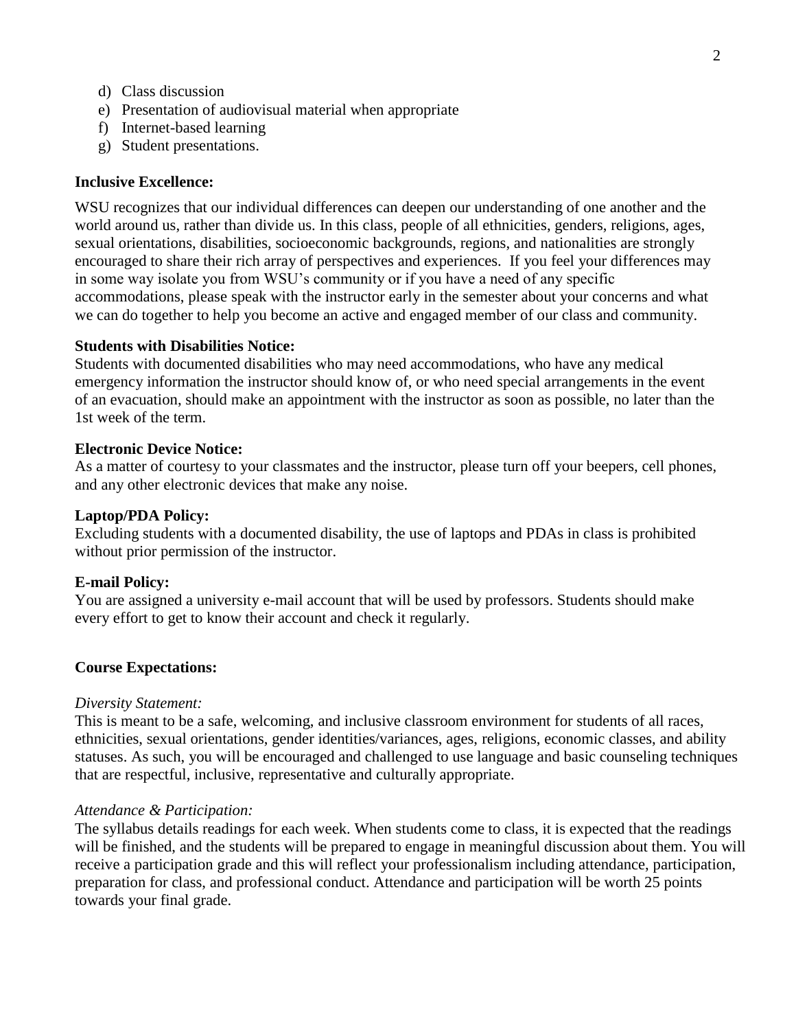d) Class discussion
e) Presentation of audiovisual material when appropriate
f) Internet-based learning
g) Student presentations.

**Inclusive Excellence:**

WSU recognizes that our individual differences can deepen our understanding of one another and the world around us, rather than divide us. In this class, people of all ethnicities, genders, religions, ages, sexual orientations, disabilities, socioeconomic backgrounds, regions, and nationalities are strongly encouraged to share their rich array of perspectives and experiences. If you feel your differences may in some way isolate you from WSU's community or if you have a need of any specific accommodations, please speak with the instructor early in the semester about your concerns and what we can do together to help you become an active and engaged member of our class and community.

**Students with Disabilities Notice:**
Students with documented disabilities who may need accommodations, who have any medical emergency information the instructor should know of, or who need special arrangements in the event of an evacuation, should make an appointment with the instructor as soon as possible, no later than the 1st week of the term.

**Electronic Device Notice:**
As a matter of courtesy to your classmates and the instructor, please turn off your beepers, cell phones, and any other electronic devices that make any noise.

**Laptop/PDA Policy:**
Excluding students with a documented disability, the use of laptops and PDAs in class is prohibited without prior permission of the instructor.

**E-mail Policy:**
You are assigned a university e-mail account that will be used by professors. Students should make every effort to get to know their account and check it regularly.

**Course Expectations:**

*Diversity Statement:*
This is meant to be a safe, welcoming, and inclusive classroom environment for students of all races, ethnicities, sexual orientations, gender identities/variances, ages, religions, economic classes, and ability statuses. As such, you will be encouraged and challenged to use language and basic counseling techniques that are respectful, inclusive, representative and culturally appropriate.

*Attendance & Participation:*
The syllabus details readings for each week. When students come to class, it is expected that the readings will be finished, and the students will be prepared to engage in meaningful discussion about them. You will receive a participation grade and this will reflect your professionalism including attendance, participation, preparation for class, and professional conduct. Attendance and participation will be worth 25 points towards your final grade.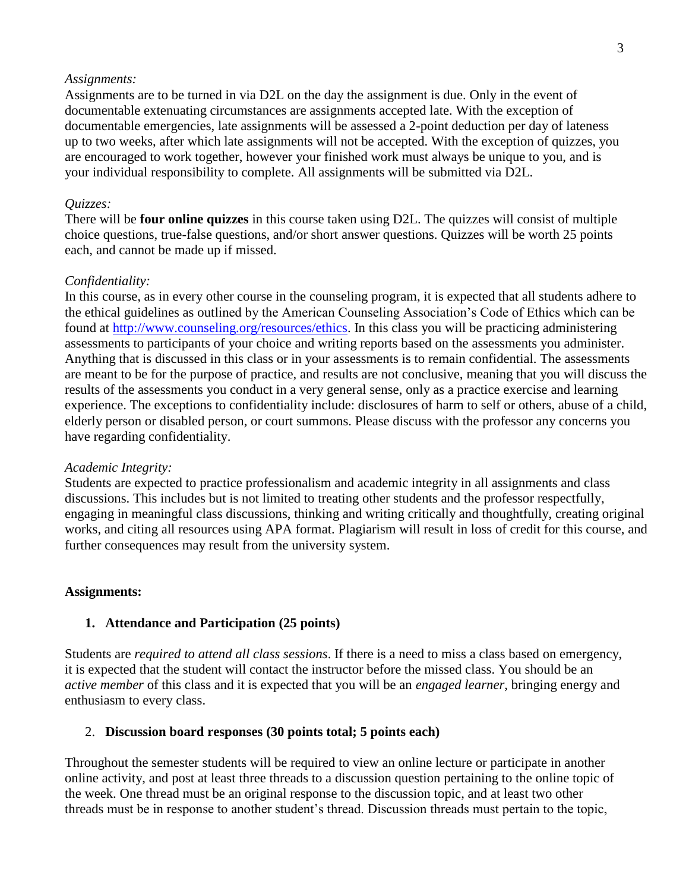*Assignments:*
Assignments are to be turned in via D2L on the day the assignment is due. Only in the event of documentable extenuating circumstances are assignments accepted late. With the exception of documentable emergencies, late assignments will be assessed a 2-point deduction per day of lateness up to two weeks, after which late assignments will not be accepted. With the exception of quizzes, you are encouraged to work together, however your finished work must always be unique to you, and is your individual responsibility to complete. All assignments will be submitted via D2L.

*Quizzes:*
There will be **four online quizzes** in this course taken using D2L. The quizzes will consist of multiple choice questions, true-false questions, and/or short answer questions. Quizzes will be worth 25 points each, and cannot be made up if missed.

*Confidentiality:*
In this course, as in every other course in the counseling program, it is expected that all students adhere to the ethical guidelines as outlined by the American Counseling Association's Code of Ethics which can be found at [http://www.counseling.org/resources/ethics](http://www.counseling.org/resources/ethics). In this class you will be practicing administering assessments to participants of your choice and writing reports based on the assessments you administer. Anything that is discussed in this class or in your assessments is to remain confidential. The assessments are meant to be for the purpose of practice, and results are not conclusive, meaning that you will discuss the results of the assessments you conduct in a very general sense, only as a practice exercise and learning experience. The exceptions to confidentiality include: disclosures of harm to self or others, abuse of a child, elderly person or disabled person, or court summons. Please discuss with the professor any concerns you have regarding confidentiality.

*Academic Integrity:*
Students are expected to practice professionalism and academic integrity in all assignments and class discussions. This includes but is not limited to treating other students and the professor respectfully, engaging in meaningful class discussions, thinking and writing critically and thoughtfully, creating original works, and citing all resources using APA format. Plagiarism will result in loss of credit for this course, and further consequences may result from the university system.

**Assignments:**

1. **Attendance and Participation (25 points)**

Students are *required to attend all class sessions*. If there is a need to miss a class based on emergency, it is expected that the student will contact the instructor before the missed class. You should be an *active member* of this class and it is expected that you will be an *engaged learner*, bringing energy and enthusiasm to every class.

2. **Discussion board responses (30 points total; 5 points each)**

Throughout the semester students will be required to view an online lecture or participate in another online activity, and post at least three threads to a discussion question pertaining to the online topic of the week. One thread must be an original response to the discussion topic, and at least two other threads must be in response to another student's thread. Discussion threads must pertain to the topic,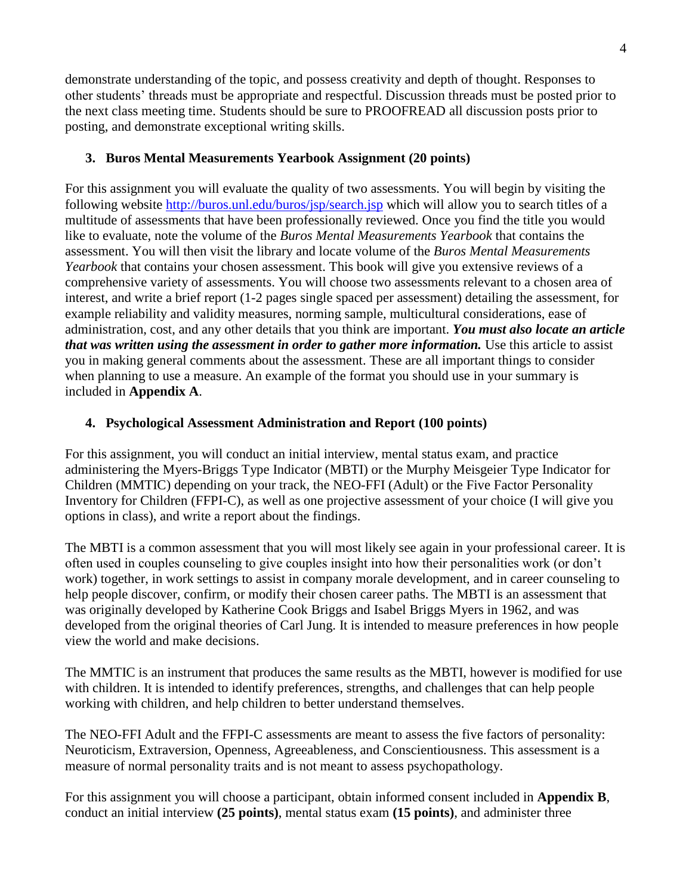demonstrate understanding of the topic, and possess creativity and depth of thought. Responses to other students' threads must be appropriate and respectful. Discussion threads must be posted prior to the next class meeting time. Students should be sure to PROOFREAD all discussion posts prior to posting, and demonstrate exceptional writing skills.

### 3. Buros Mental Measurements Yearbook Assignment (20 points)

For this assignment you will evaluate the quality of two assessments. You will begin by visiting the following website http://buros.unl.edu/buros/jsp/search.jsp which will allow you to search titles of a multitude of assessments that have been professionally reviewed. Once you find the title you would like to evaluate, note the volume of the *Buros Mental Measurements Yearbook* that contains the assessment. You will then visit the library and locate volume of the *Buros Mental Measurements Yearbook* that contains your chosen assessment. This book will give you extensive reviews of a comprehensive variety of assessments. You will choose two assessments relevant to a chosen area of interest, and write a brief report (1-2 pages single spaced per assessment) detailing the assessment, for example reliability and validity measures, norming sample, multicultural considerations, ease of administration, cost, and any other details that you think are important. ***You must also locate an article that was written using the assessment in order to gather more information.*** Use this article to assist you in making general comments about the assessment. These are all important things to consider when planning to use a measure. An example of the format you should use in your summary is included in **Appendix A**.

### 4. Psychological Assessment Administration and Report (100 points)

For this assignment, you will conduct an initial interview, mental status exam, and practice administering the Myers-Briggs Type Indicator (MBTI) or the Murphy Meisgeier Type Indicator for Children (MMTIC) depending on your track, the NEO-FFI (Adult) or the Five Factor Personality Inventory for Children (FFPI-C), as well as one projective assessment of your choice (I will give you options in class), and write a report about the findings.

The MBTI is a common assessment that you will most likely see again in your professional career. It is often used in couples counseling to give couples insight into how their personalities work (or don't work) together, in work settings to assist in company morale development, and in career counseling to help people discover, confirm, or modify their chosen career paths. The MBTI is an assessment that was originally developed by Katherine Cook Briggs and Isabel Briggs Myers in 1962, and was developed from the original theories of Carl Jung. It is intended to measure preferences in how people view the world and make decisions.

The MMTIC is an instrument that produces the same results as the MBTI, however is modified for use with children. It is intended to identify preferences, strengths, and challenges that can help people working with children, and help children to better understand themselves.

The NEO-FFI Adult and the FFPI-C assessments are meant to assess the five factors of personality: Neuroticism, Extraversion, Openness, Agreeableness, and Conscientiousness. This assessment is a measure of normal personality traits and is not meant to assess psychopathology.

For this assignment you will choose a participant, obtain informed consent included in **Appendix B**, conduct an initial interview **(25 points)**, mental status exam **(15 points)**, and administer three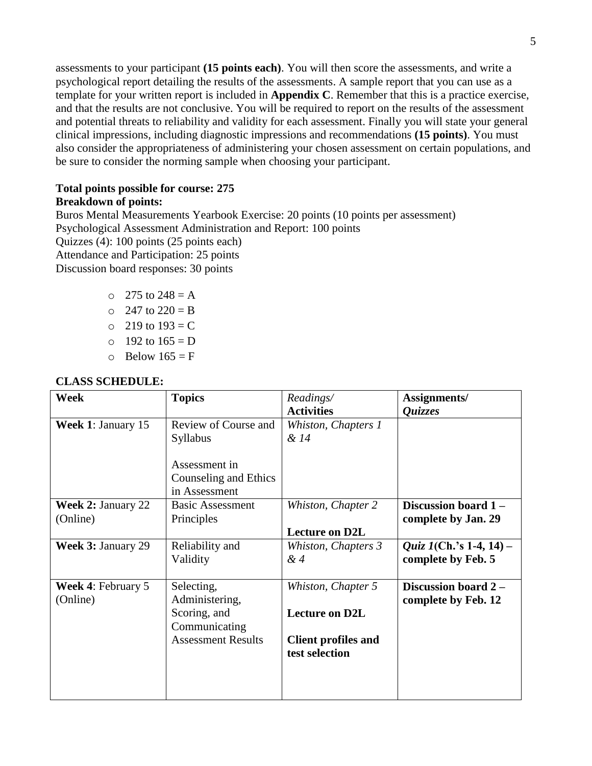assessments to your participant **(15 points each)**. You will then score the assessments, and write a psychological report detailing the results of the assessments. A sample report that you can use as a template for your written report is included in **Appendix C**. Remember that this is a practice exercise, and that the results are not conclusive. You will be required to report on the results of the assessment and potential threats to reliability and validity for each assessment. Finally you will state your general clinical impressions, including diagnostic impressions and recommendations **(15 points)**. You must also consider the appropriateness of administering your chosen assessment on certain populations, and be sure to consider the norming sample when choosing your participant.

**Total points possible for course: 275**
**Breakdown of points:**
Buros Mental Measurements Yearbook Exercise: 20 points (10 points per assessment)
Psychological Assessment Administration and Report: 100 points
Quizzes (4): 100 points (25 points each)
Attendance and Participation: 25 points
Discussion board responses: 30 points

- 275 to 248 = A
- 247 to 220 = B
- 219 to 193 = C
- 192 to 165 = D
- Below 165 = F

**CLASS SCHEDULE:**

| **Week** | **Topics** | *Readings/* **Activities** | **Assignments/** ***Quizzes*** |
|---|---|---|---|
| **Week 1**: January 15 | Review of Course and Syllabus<br><br>Assessment in Counseling and Ethics in Assessment | *Whiston, Chapters 1 & 14* | |
| **Week 2:** January 22 (Online) | Basic Assessment Principles | *Whiston, Chapter 2*<br><br>**Lecture on D2L** | **Discussion board 1 – complete by Jan. 29** |
| **Week 3:** January 29 | Reliability and Validity | *Whiston, Chapters 3 & 4* | ***Quiz 1*(Ch.'s 1-4, 14) – complete by Feb. 5** |
| **Week 4**: February 5 (Online) | Selecting, Administering, Scoring, and Communicating Assessment Results | *Whiston, Chapter 5*<br><br>**Lecture on D2L**<br><br>**Client profiles and test selection** | **Discussion board 2 – complete by Feb. 12** |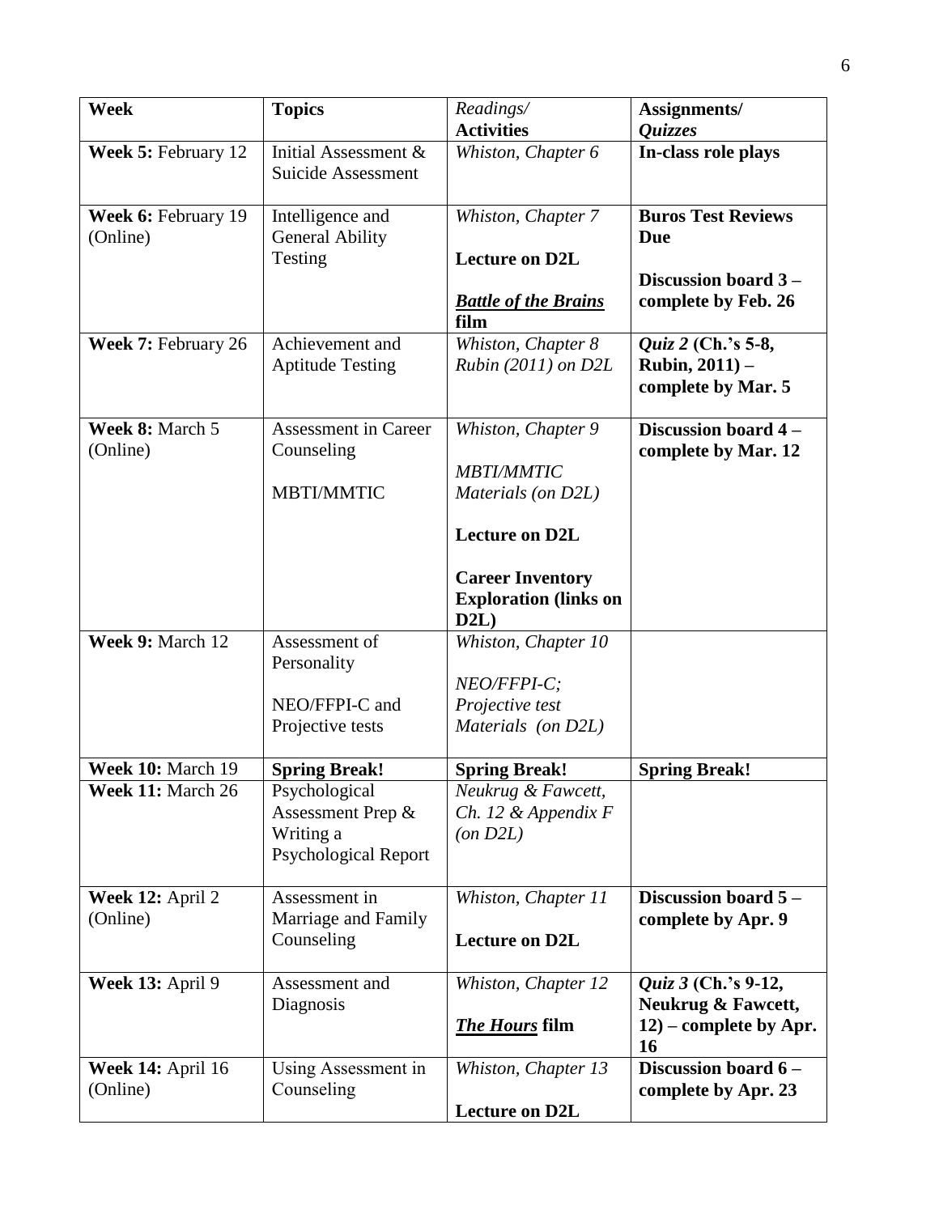| **Week** | **Topics** | *Readings/* **Activities** | **Assignments/** ***Quizzes*** |
|---|---|---|---|
| **Week 5:** February 12 | Initial Assessment & Suicide Assessment | *Whiston, Chapter 6* | **In-class role plays** |
| **Week 6:** February 19 (Online) | Intelligence and General Ability Testing | *Whiston, Chapter 7*<br><br>**Lecture on D2L**<br><br>***Battle of the Brains* film** | **Buros Test Reviews Due**<br><br>**Discussion board 3 – complete by Feb. 26** |
| **Week 7:** February 26 | Achievement and Aptitude Testing | *Whiston, Chapter 8*<br>*Rubin (2011) on D2L* | ***Quiz 2* (Ch.'s 5-8, Rubin, 2011) – complete by Mar. 5** |
| **Week 8:** March 5 (Online) | Assessment in Career Counseling<br><br>MBTI/MMTIC | *Whiston, Chapter 9*<br><br>*MBTI/MMTIC Materials (on D2L)*<br><br>**Lecture on D2L**<br><br>**Career Inventory Exploration (links on D2L)** | **Discussion board 4 – complete by Mar. 12** |
| **Week 9:** March 12 | Assessment of Personality<br><br>NEO/FFPI-C and Projective tests | *Whiston, Chapter 10*<br><br>*NEO/FFPI-C; Projective test Materials (on D2L)* | |
| **Week 10:** March 19 | **Spring Break!** | **Spring Break!** | **Spring Break!** |
| **Week 11:** March 26 | Psychological Assessment Prep & Writing a Psychological Report | *Neukrug & Fawcett, Ch. 12 & Appendix F (on D2L)* | |
| **Week 12:** April 2 (Online) | Assessment in Marriage and Family Counseling | *Whiston, Chapter 11*<br><br>**Lecture on D2L** | **Discussion board 5 – complete by Apr. 9** |
| **Week 13:** April 9 | Assessment and Diagnosis | *Whiston, Chapter 12*<br><br>***The Hours* film** | ***Quiz 3* (Ch.'s 9-12, Neukrug & Fawcett, 12) – complete by Apr. 16** |
| **Week 14:** April 16 (Online) | Using Assessment in Counseling | *Whiston, Chapter 13*<br><br>**Lecture on D2L** | **Discussion board 6 – complete by Apr. 23** |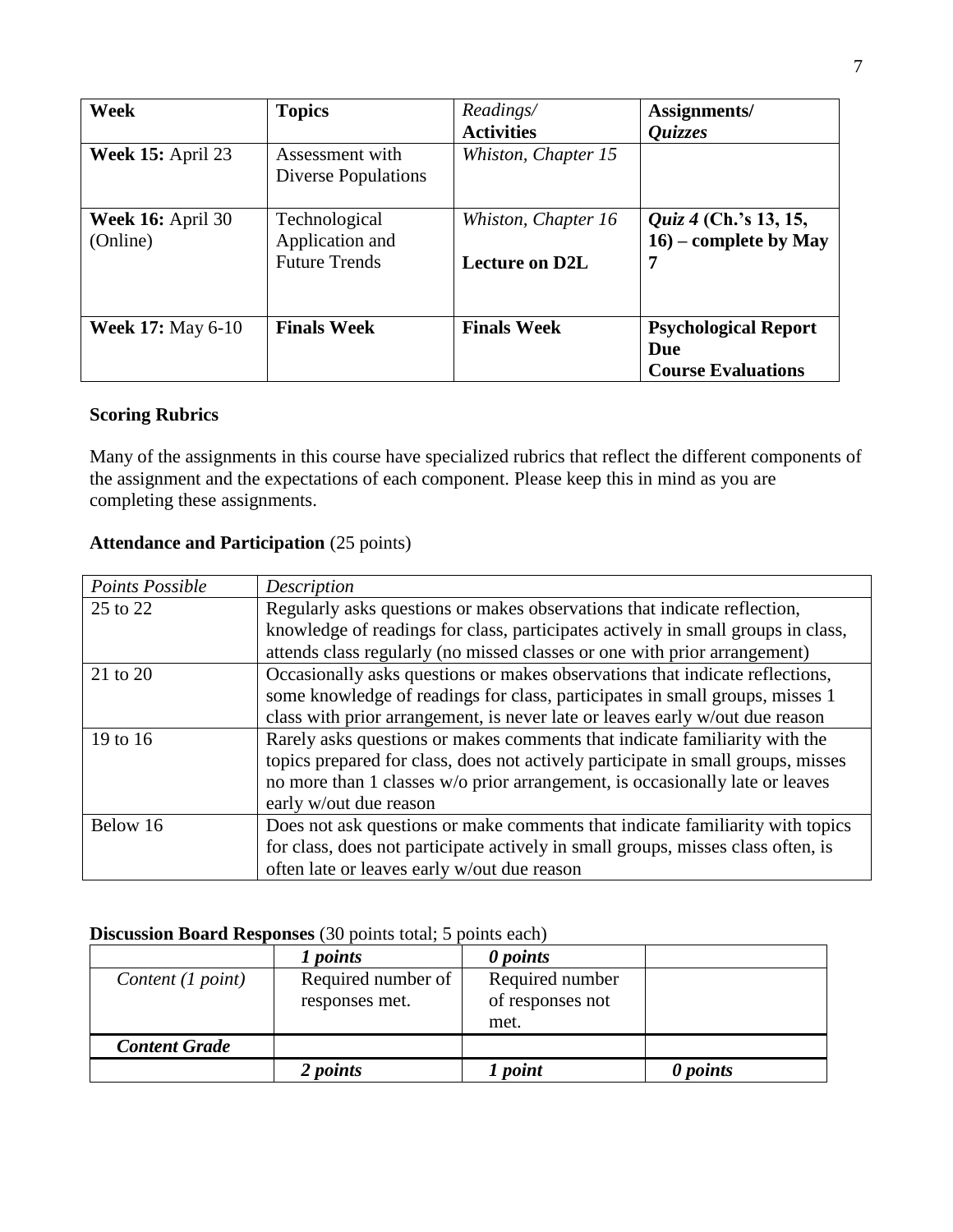| Week | Topics | *Readings/* **Activities** | **Assignments/** ***Quizzes*** |
|---|---|---|---|
| **Week 15:** April 23 | Assessment with Diverse Populations | *Whiston, Chapter 15* | |
| **Week 16:** April 30 (Online) | Technological Application and Future Trends | *Whiston, Chapter 16* **Lecture on D2L** | *Quiz 4* **(Ch.'s 13, 15, 16) – complete by May 7** |
| **Week 17:** May 6-10 | **Finals Week** | **Finals Week** | **Psychological Report Due** **Course Evaluations** |

**Scoring Rubrics**

Many of the assignments in this course have specialized rubrics that reflect the different components of the assignment and the expectations of each component. Please keep this in mind as you are completing these assignments.

**Attendance and Participation** (25 points)

| *Points Possible* | *Description* |
|---|---|
| 25 to 22 | Regularly asks questions or makes observations that indicate reflection, knowledge of readings for class, participates actively in small groups in class, attends class regularly (no missed classes or one with prior arrangement) |
| 21 to 20 | Occasionally asks questions or makes observations that indicate reflections, some knowledge of readings for class, participates in small groups, misses 1 class with prior arrangement, is never late or leaves early w/out due reason |
| 19 to 16 | Rarely asks questions or makes comments that indicate familiarity with the topics prepared for class, does not actively participate in small groups, misses no more than 1 classes w/o prior arrangement, is occasionally late or leaves early w/out due reason |
| Below 16 | Does not ask questions or make comments that indicate familiarity with topics for class, does not participate actively in small groups, misses class often, is often late or leaves early w/out due reason |

**Discussion Board Responses** (30 points total; 5 points each)

| | *1 points* | *0 points* | |
|---|---|---|---|
| *Content (1 point)* | Required number of responses met. | Required number of responses not met. | |
| ***Content Grade*** | | | |
| | *2 points* | *1 point* | *0 points* |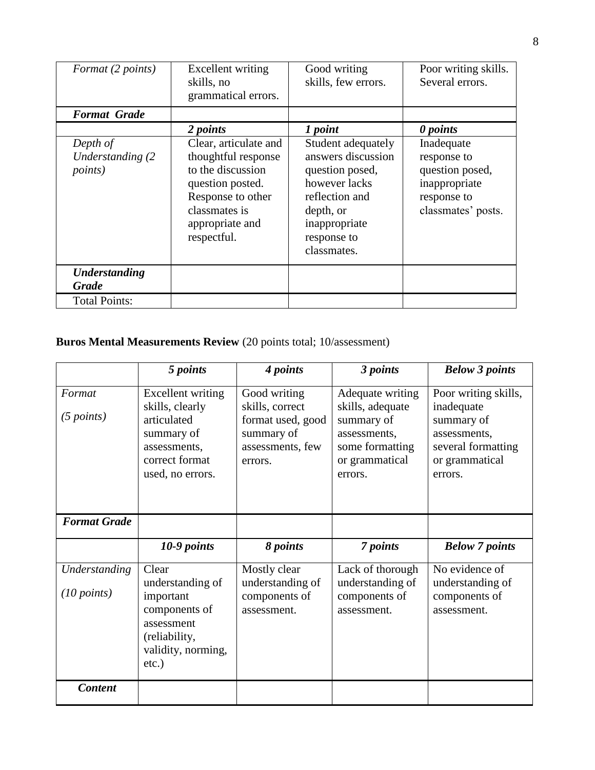| *Format (2 points)* | Excellent writing skills, no grammatical errors. | Good writing skills, few errors. | Poor writing skills. Several errors. |
|---|---|---|---|
| ***Format Grade*** | | | |
| | ***2 points*** | ***1 point*** | ***0 points*** |
| *Depth of Understanding (2 points)* | Clear, articulate and thoughtful response to the discussion question posted. Response to other classmates is appropriate and respectful. | Student adequately answers discussion question posed, however lacks reflection and depth, or inappropriate response to classmates. | Inadequate response to question posed, inappropriate response to classmates' posts. |
| ***Understanding Grade*** | | | |
| Total Points: | | | |

**Buros Mental Measurements Review** (20 points total; 10/assessment)

| | ***5 points*** | ***4 points*** | ***3 points*** | ***Below 3 points*** |
|---|---|---|---|---|
| *Format* *(5 points)* | Excellent writing skills, clearly articulated summary of assessments, correct format used, no errors. | Good writing skills, correct format used, good summary of assessments, few errors. | Adequate writing skills, adequate summary of assessments, some formatting or grammatical errors. | Poor writing skills, inadequate summary of assessments, several formatting or grammatical errors. |
| ***Format Grade*** | | | | |
| | ***10-9 points*** | ***8 points*** | ***7 points*** | ***Below 7 points*** |
| *Understanding* *(10 points)* | Clear understanding of important components of assessment (reliability, validity, norming, etc.) | Mostly clear understanding of components of assessment. | Lack of thorough understanding of components of assessment. | No evidence of understanding of components of assessment. |
| ***Content*** | | | | |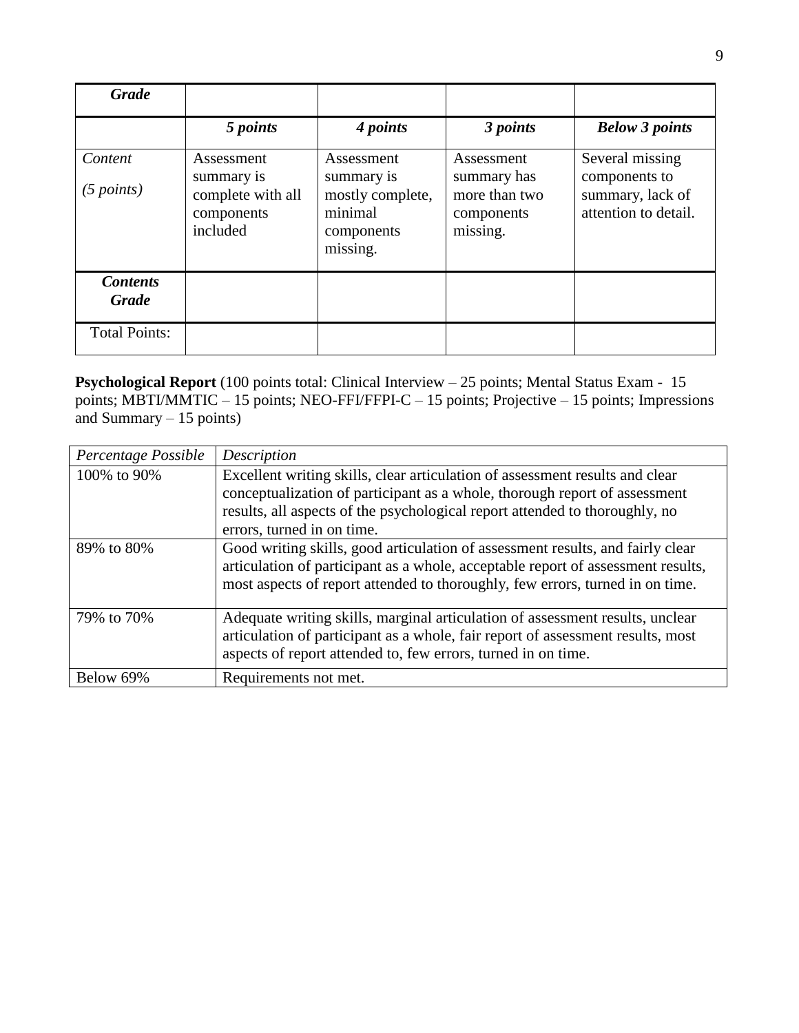| *Grade* | | | | |
|---|---|---|---|---|
| | ***5 points*** | ***4 points*** | ***3 points*** | ***Below 3 points*** |
| *Content* *(5 points)* | Assessment summary is complete with all components included | Assessment summary is mostly complete, minimal components missing. | Assessment summary has more than two components missing. | Several missing components to summary, lack of attention to detail. |
| ***Contents Grade*** | | | | |
| Total Points: | | | | |

**Psychological Report** (100 points total: Clinical Interview – 25 points; Mental Status Exam - 15 points; MBTI/MMTIC – 15 points; NEO-FFI/FFPI-C – 15 points; Projective – 15 points; Impressions and Summary – 15 points)

| *Percentage Possible* | *Description* |
|---|---|
| 100% to 90% | Excellent writing skills, clear articulation of assessment results and clear conceptualization of participant as a whole, thorough report of assessment results, all aspects of the psychological report attended to thoroughly, no errors, turned in on time. |
| 89% to 80% | Good writing skills, good articulation of assessment results, and fairly clear articulation of participant as a whole, acceptable report of assessment results, most aspects of report attended to thoroughly, few errors, turned in on time. |
| 79% to 70% | Adequate writing skills, marginal articulation of assessment results, unclear articulation of participant as a whole, fair report of assessment results, most aspects of report attended to, few errors, turned in on time. |
| Below 69% | Requirements not met. |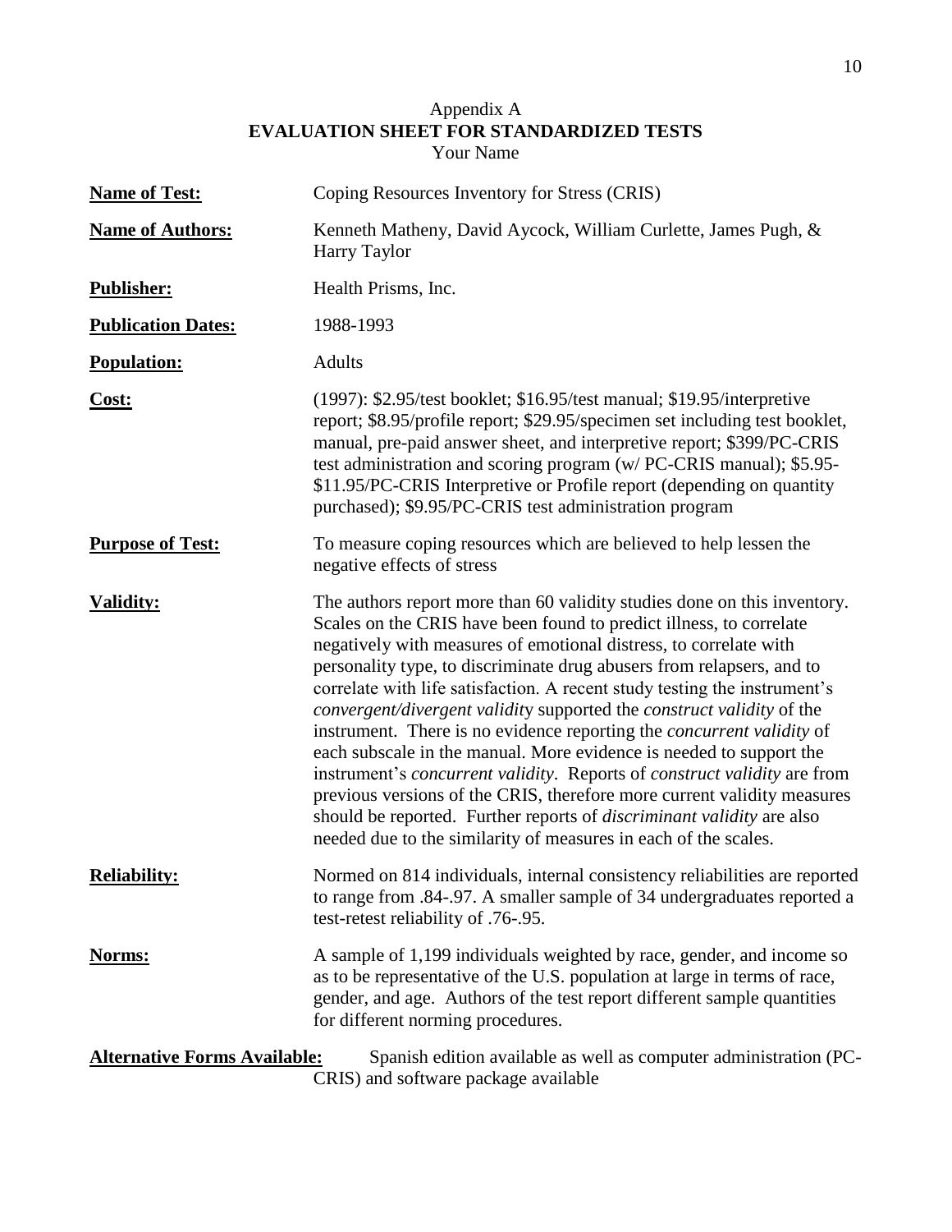Appendix A

**EVALUATION SHEET FOR STANDARDIZED TESTS**

Your Name

**Name of Test:** Coping Resources Inventory for Stress (CRIS)

**Name of Authors:** Kenneth Matheny, David Aycock, William Curlette, James Pugh, & Harry Taylor

**Publisher:** Health Prisms, Inc.

**Publication Dates:** 1988-1993

**Population:** Adults

**Cost:** (1997): $2.95/test booklet; $16.95/test manual; $19.95/interpretive report; $8.95/profile report; $29.95/specimen set including test booklet, manual, pre-paid answer sheet, and interpretive report; $399/PC-CRIS test administration and scoring program (w/ PC-CRIS manual); $5.95-$11.95/PC-CRIS Interpretive or Profile report (depending on quantity purchased); $9.95/PC-CRIS test administration program

**Purpose of Test:** To measure coping resources which are believed to help lessen the negative effects of stress

**Validity:** The authors report more than 60 validity studies done on this inventory. Scales on the CRIS have been found to predict illness, to correlate negatively with measures of emotional distress, to correlate with personality type, to discriminate drug abusers from relapsers, and to correlate with life satisfaction. A recent study testing the instrument's *convergent/divergent validity* supported the *construct validity* of the instrument. There is no evidence reporting the *concurrent validity* of each subscale in the manual. More evidence is needed to support the instrument's *concurrent validity*. Reports of *construct validity* are from previous versions of the CRIS, therefore more current validity measures should be reported. Further reports of *discriminant validity* are also needed due to the similarity of measures in each of the scales.

**Reliability:** Normed on 814 individuals, internal consistency reliabilities are reported to range from .84-.97. A smaller sample of 34 undergraduates reported a test-retest reliability of .76-.95.

**Norms:** A sample of 1,199 individuals weighted by race, gender, and income so as to be representative of the U.S. population at large in terms of race, gender, and age. Authors of the test report different sample quantities for different norming procedures.

**Alternative Forms Available:** Spanish edition available as well as computer administration (PC-CRIS) and software package available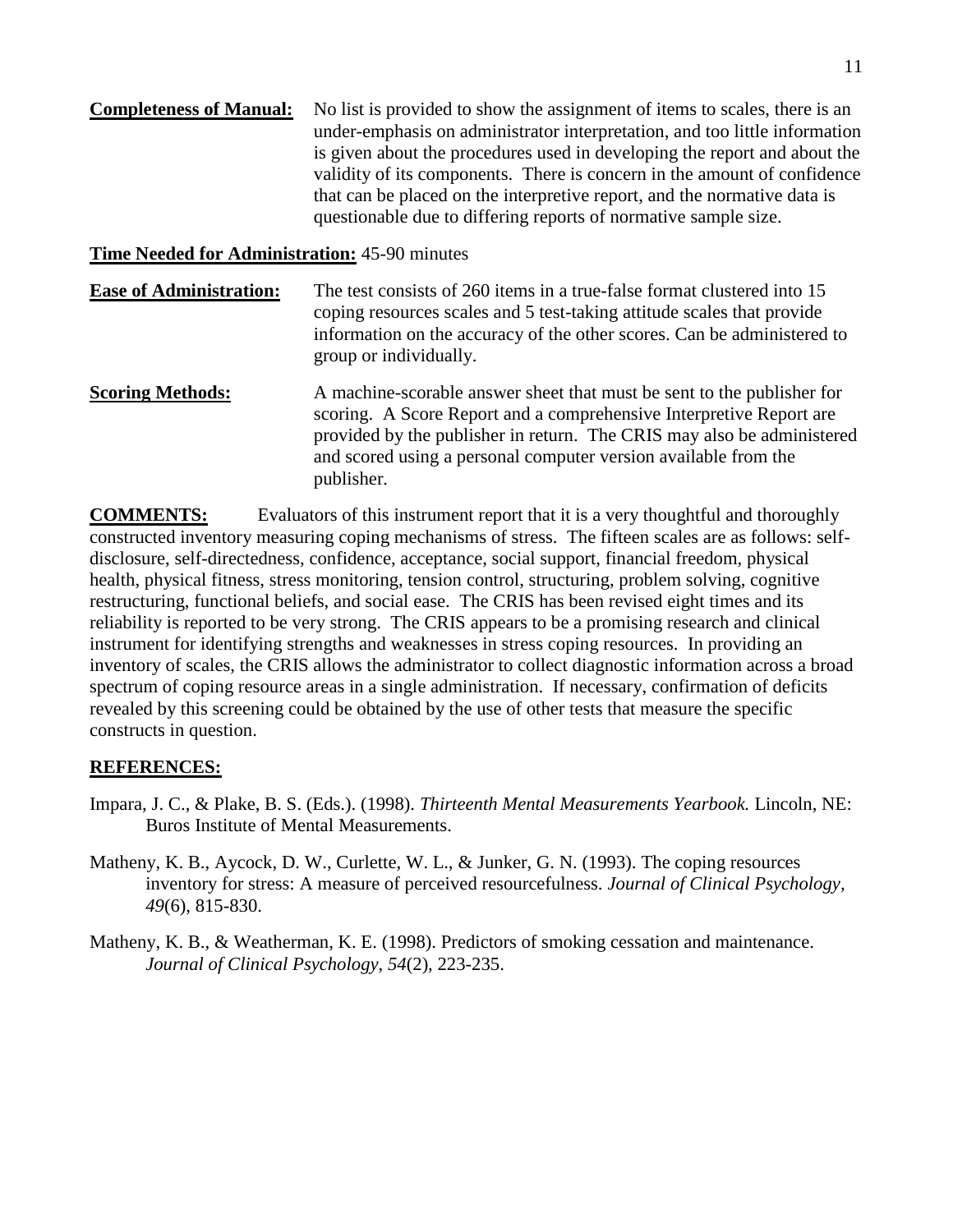**Completeness of Manual:** No list is provided to show the assignment of items to scales, there is an under-emphasis on administrator interpretation, and too little information is given about the procedures used in developing the report and about the validity of its components. There is concern in the amount of confidence that can be placed on the interpretive report, and the normative data is questionable due to differing reports of normative sample size.

**Time Needed for Administration:** 45-90 minutes

**Ease of Administration:** The test consists of 260 items in a true-false format clustered into 15 coping resources scales and 5 test-taking attitude scales that provide information on the accuracy of the other scores. Can be administered to group or individually.

**Scoring Methods:** A machine-scorable answer sheet that must be sent to the publisher for scoring. A Score Report and a comprehensive Interpretive Report are provided by the publisher in return. The CRIS may also be administered and scored using a personal computer version available from the publisher.

**COMMENTS:** Evaluators of this instrument report that it is a very thoughtful and thoroughly constructed inventory measuring coping mechanisms of stress. The fifteen scales are as follows: self-disclosure, self-directedness, confidence, acceptance, social support, financial freedom, physical health, physical fitness, stress monitoring, tension control, structuring, problem solving, cognitive restructuring, functional beliefs, and social ease. The CRIS has been revised eight times and its reliability is reported to be very strong. The CRIS appears to be a promising research and clinical instrument for identifying strengths and weaknesses in stress coping resources. In providing an inventory of scales, the CRIS allows the administrator to collect diagnostic information across a broad spectrum of coping resource areas in a single administration. If necessary, confirmation of deficits revealed by this screening could be obtained by the use of other tests that measure the specific constructs in question.

**REFERENCES:**

Impara, J. C., & Plake, B. S. (Eds.). (1998). *Thirteenth Mental Measurements Yearbook.* Lincoln, NE: Buros Institute of Mental Measurements.

Matheny, K. B., Aycock, D. W., Curlette, W. L., & Junker, G. N. (1993). The coping resources inventory for stress: A measure of perceived resourcefulness. *Journal of Clinical Psychology, 49*(6), 815-830.

Matheny, K. B., & Weatherman, K. E. (1998). Predictors of smoking cessation and maintenance. *Journal of Clinical Psychology, 54*(2), 223-235.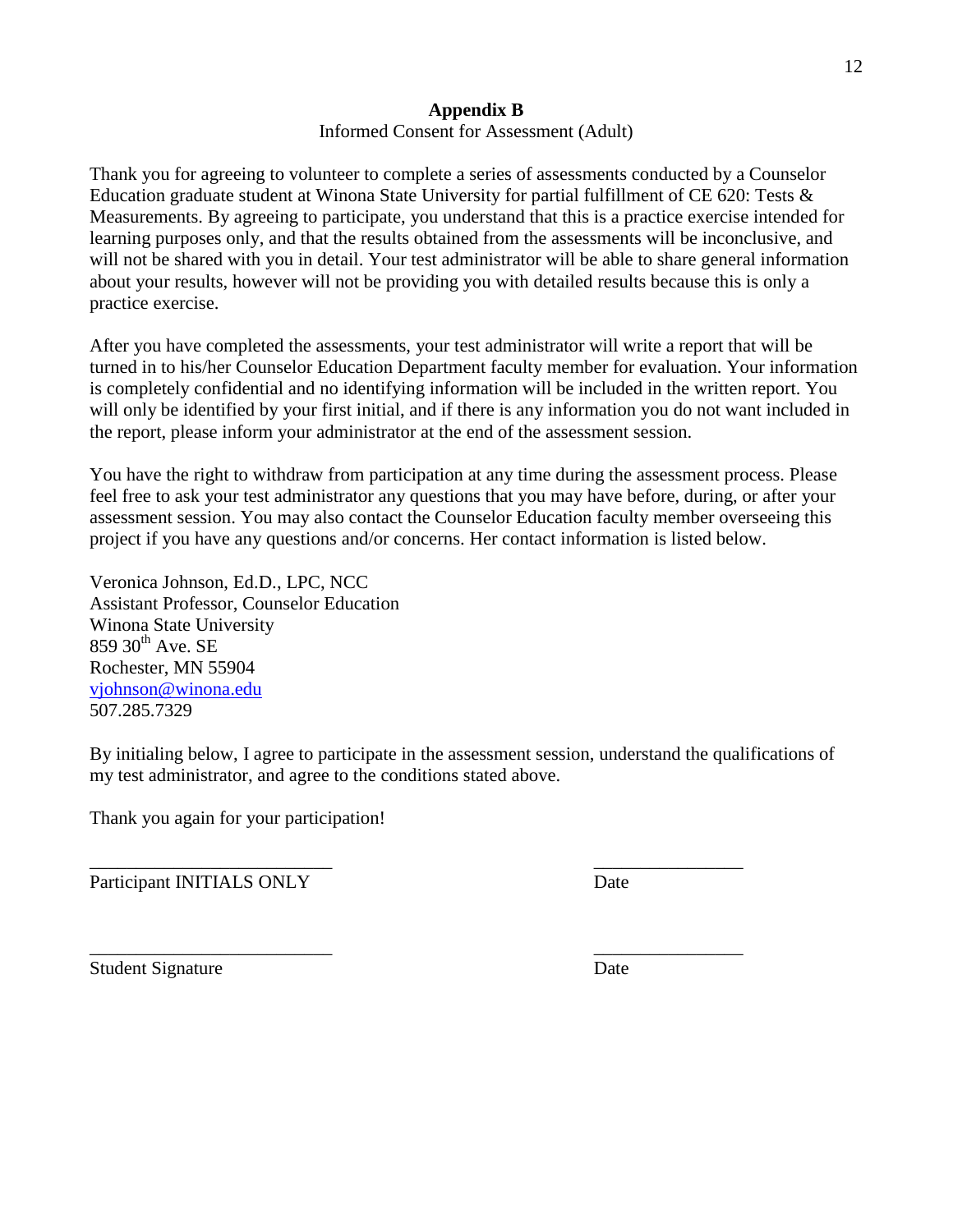## Appendix B

Informed Consent for Assessment (Adult)

Thank you for agreeing to volunteer to complete a series of assessments conducted by a Counselor Education graduate student at Winona State University for partial fulfillment of CE 620: Tests & Measurements. By agreeing to participate, you understand that this is a practice exercise intended for learning purposes only, and that the results obtained from the assessments will be inconclusive, and will not be shared with you in detail. Your test administrator will be able to share general information about your results, however will not be providing you with detailed results because this is only a practice exercise.

After you have completed the assessments, your test administrator will write a report that will be turned in to his/her Counselor Education Department faculty member for evaluation. Your information is completely confidential and no identifying information will be included in the written report. You will only be identified by your first initial, and if there is any information you do not want included in the report, please inform your administrator at the end of the assessment session.

You have the right to withdraw from participation at any time during the assessment process. Please feel free to ask your test administrator any questions that you may have before, during, or after your assessment session. You may also contact the Counselor Education faculty member overseeing this project if you have any questions and/or concerns. Her contact information is listed below.

Veronica Johnson, Ed.D., LPC, NCC
Assistant Professor, Counselor Education
Winona State University
859 30th Ave. SE
Rochester, MN 55904
vjohnson@winona.edu
507.285.7329

By initialing below, I agree to participate in the assessment session, understand the qualifications of my test administrator, and agree to the conditions stated above.

Thank you again for your participation!

\_\_\_\_\_\_\_\_\_\_\_\_\_\_\_\_\_\_\_\_\_\_\_\_\_ &nbsp;&nbsp;&nbsp;&nbsp;&nbsp;&nbsp;&nbsp;&nbsp; \_\_\_\_\_\_\_\_\_\_\_\_\_\_\_\_
Participant INITIALS ONLY &nbsp;&nbsp;&nbsp;&nbsp;&nbsp;&nbsp;&nbsp;&nbsp; Date

\_\_\_\_\_\_\_\_\_\_\_\_\_\_\_\_\_\_\_\_\_\_\_\_\_ &nbsp;&nbsp;&nbsp;&nbsp;&nbsp;&nbsp;&nbsp;&nbsp; \_\_\_\_\_\_\_\_\_\_\_\_\_\_\_\_
Student Signature &nbsp;&nbsp;&nbsp;&nbsp;&nbsp;&nbsp;&nbsp;&nbsp; Date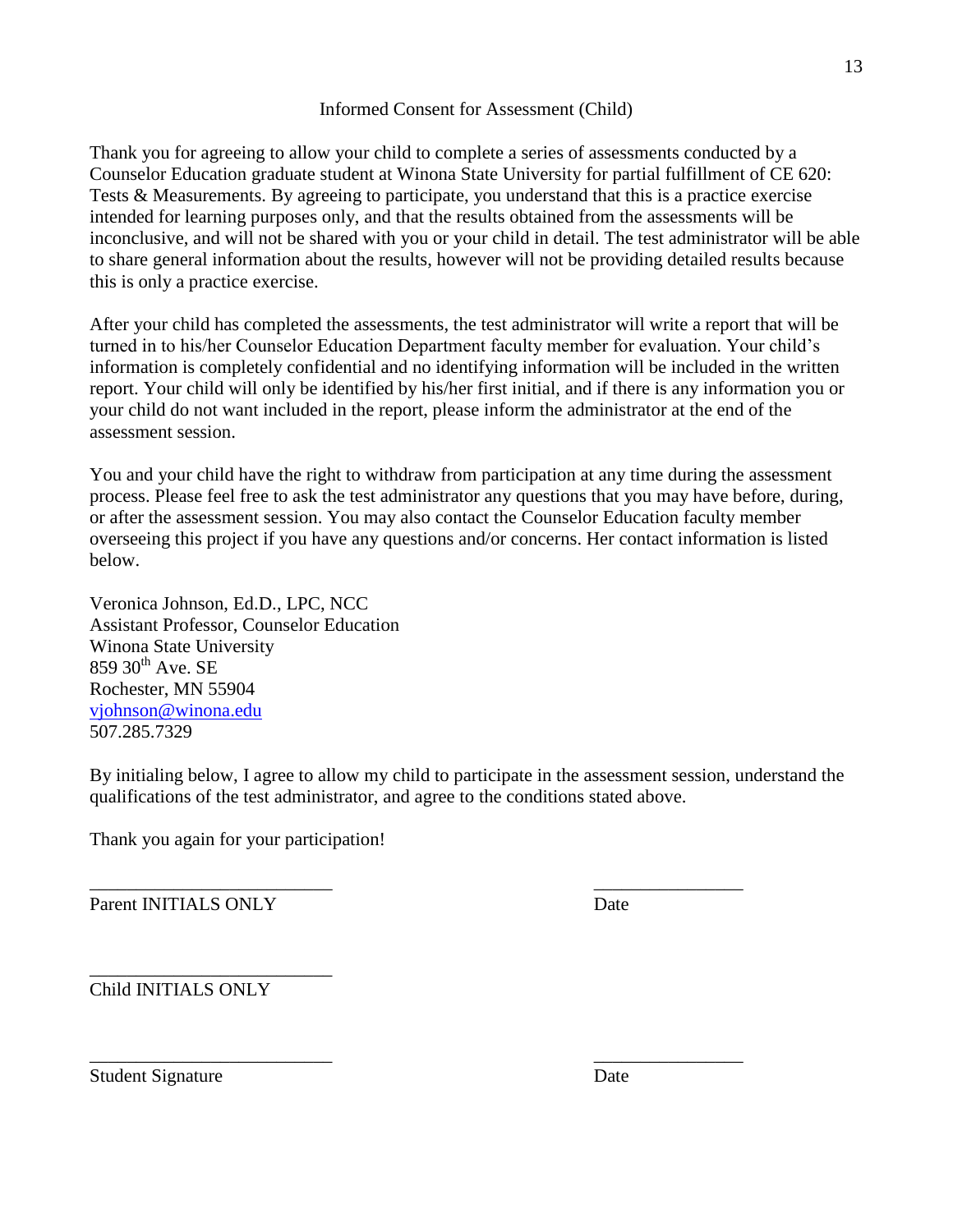## Informed Consent for Assessment (Child)

Thank you for agreeing to allow your child to complete a series of assessments conducted by a Counselor Education graduate student at Winona State University for partial fulfillment of CE 620: Tests & Measurements. By agreeing to participate, you understand that this is a practice exercise intended for learning purposes only, and that the results obtained from the assessments will be inconclusive, and will not be shared with you or your child in detail. The test administrator will be able to share general information about the results, however will not be providing detailed results because this is only a practice exercise.

After your child has completed the assessments, the test administrator will write a report that will be turned in to his/her Counselor Education Department faculty member for evaluation. Your child's information is completely confidential and no identifying information will be included in the written report. Your child will only be identified by his/her first initial, and if there is any information you or your child do not want included in the report, please inform the administrator at the end of the assessment session.

You and your child have the right to withdraw from participation at any time during the assessment process. Please feel free to ask the test administrator any questions that you may have before, during, or after the assessment session. You may also contact the Counselor Education faculty member overseeing this project if you have any questions and/or concerns. Her contact information is listed below.

Veronica Johnson, Ed.D., LPC, NCC
Assistant Professor, Counselor Education
Winona State University
859 30th Ave. SE
Rochester, MN 55904
vjohnson@winona.edu
507.285.7329

By initialing below, I agree to allow my child to participate in the assessment session, understand the qualifications of the test administrator, and agree to the conditions stated above.

Thank you again for your participation!

___________________________ ________________
Parent INITIALS ONLY Date

___________________________
Child INITIALS ONLY

___________________________ ________________
Student Signature Date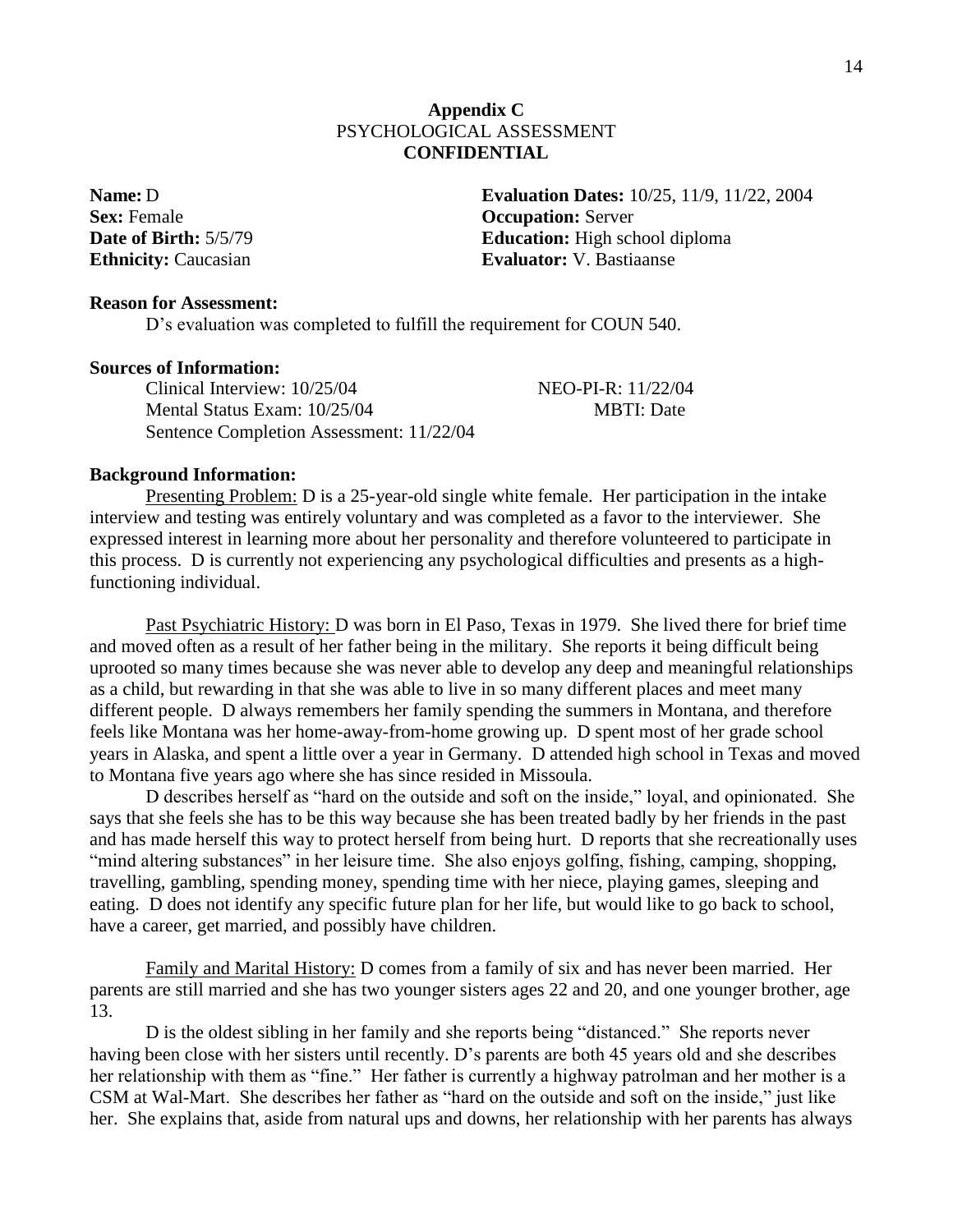**Appendix C**
PSYCHOLOGICAL ASSESSMENT
**CONFIDENTIAL**

**Name:** D
**Sex:** Female
**Date of Birth:** 5/5/79
**Ethnicity:** Caucasian

**Evaluation Dates:** 10/25, 11/9, 11/22, 2004
**Occupation:** Server
**Education:** High school diploma
**Evaluator:** V. Bastiaanse

**Reason for Assessment:**

D's evaluation was completed to fulfill the requirement for COUN 540.

**Sources of Information:**

Clinical Interview: 10/25/04
Mental Status Exam: 10/25/04
Sentence Completion Assessment: 11/22/04
NEO-PI-R: 11/22/04
MBTI: Date

**Background Information:**

<u>Presenting Problem:</u> D is a 25-year-old single white female. Her participation in the intake interview and testing was entirely voluntary and was completed as a favor to the interviewer. She expressed interest in learning more about her personality and therefore volunteered to participate in this process. D is currently not experiencing any psychological difficulties and presents as a high-functioning individual.

<u>Past Psychiatric History:</u> D was born in El Paso, Texas in 1979. She lived there for brief time and moved often as a result of her father being in the military. She reports it being difficult being uprooted so many times because she was never able to develop any deep and meaningful relationships as a child, but rewarding in that she was able to live in so many different places and meet many different people. D always remembers her family spending the summers in Montana, and therefore feels like Montana was her home-away-from-home growing up. D spent most of her grade school years in Alaska, and spent a little over a year in Germany. D attended high school in Texas and moved to Montana five years ago where she has since resided in Missoula.

D describes herself as "hard on the outside and soft on the inside," loyal, and opinionated. She says that she feels she has to be this way because she has been treated badly by her friends in the past and has made herself this way to protect herself from being hurt. D reports that she recreationally uses "mind altering substances" in her leisure time. She also enjoys golfing, fishing, camping, shopping, travelling, gambling, spending money, spending time with her niece, playing games, sleeping and eating. D does not identify any specific future plan for her life, but would like to go back to school, have a career, get married, and possibly have children.

<u>Family and Marital History:</u> D comes from a family of six and has never been married. Her parents are still married and she has two younger sisters ages 22 and 20, and one younger brother, age 13.

D is the oldest sibling in her family and she reports being "distanced." She reports never having been close with her sisters until recently. D's parents are both 45 years old and she describes her relationship with them as "fine." Her father is currently a highway patrolman and her mother is a CSM at Wal-Mart. She describes her father as "hard on the outside and soft on the inside," just like her. She explains that, aside from natural ups and downs, her relationship with her parents has always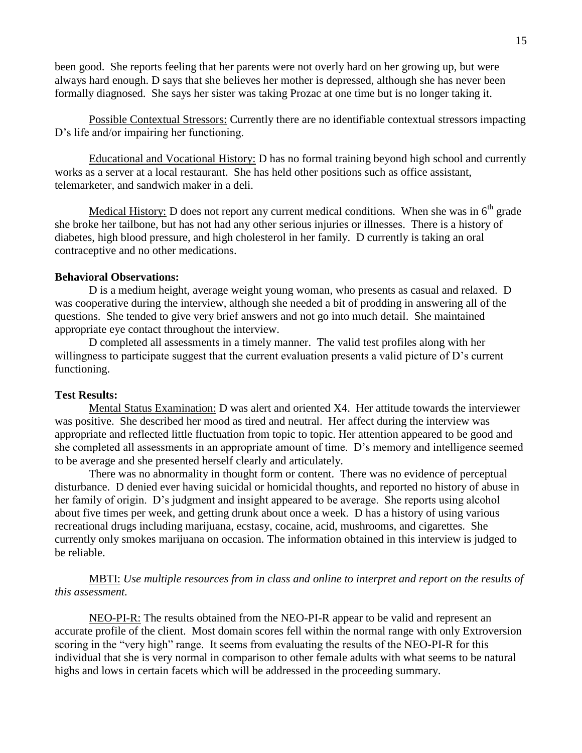been good. She reports feeling that her parents were not overly hard on her growing up, but were always hard enough. D says that she believes her mother is depressed, although she has never been formally diagnosed. She says her sister was taking Prozac at one time but is no longer taking it.

Possible Contextual Stressors: Currently there are no identifiable contextual stressors impacting D's life and/or impairing her functioning.

Educational and Vocational History: D has no formal training beyond high school and currently works as a server at a local restaurant. She has held other positions such as office assistant, telemarketer, and sandwich maker in a deli.

Medical History: D does not report any current medical conditions. When she was in 6th grade she broke her tailbone, but has not had any other serious injuries or illnesses. There is a history of diabetes, high blood pressure, and high cholesterol in her family. D currently is taking an oral contraceptive and no other medications.

**Behavioral Observations:**

D is a medium height, average weight young woman, who presents as casual and relaxed. D was cooperative during the interview, although she needed a bit of prodding in answering all of the questions. She tended to give very brief answers and not go into much detail. She maintained appropriate eye contact throughout the interview.

D completed all assessments in a timely manner. The valid test profiles along with her willingness to participate suggest that the current evaluation presents a valid picture of D's current functioning.

**Test Results:**

Mental Status Examination: D was alert and oriented X4. Her attitude towards the interviewer was positive. She described her mood as tired and neutral. Her affect during the interview was appropriate and reflected little fluctuation from topic to topic. Her attention appeared to be good and she completed all assessments in an appropriate amount of time. D's memory and intelligence seemed to be average and she presented herself clearly and articulately.

There was no abnormality in thought form or content. There was no evidence of perceptual disturbance. D denied ever having suicidal or homicidal thoughts, and reported no history of abuse in her family of origin. D's judgment and insight appeared to be average. She reports using alcohol about five times per week, and getting drunk about once a week. D has a history of using various recreational drugs including marijuana, ecstasy, cocaine, acid, mushrooms, and cigarettes. She currently only smokes marijuana on occasion. The information obtained in this interview is judged to be reliable.

MBTI: *Use multiple resources from in class and online to interpret and report on the results of this assessment.*

NEO-PI-R: The results obtained from the NEO-PI-R appear to be valid and represent an accurate profile of the client. Most domain scores fell within the normal range with only Extroversion scoring in the "very high" range. It seems from evaluating the results of the NEO-PI-R for this individual that she is very normal in comparison to other female adults with what seems to be natural highs and lows in certain facets which will be addressed in the proceeding summary.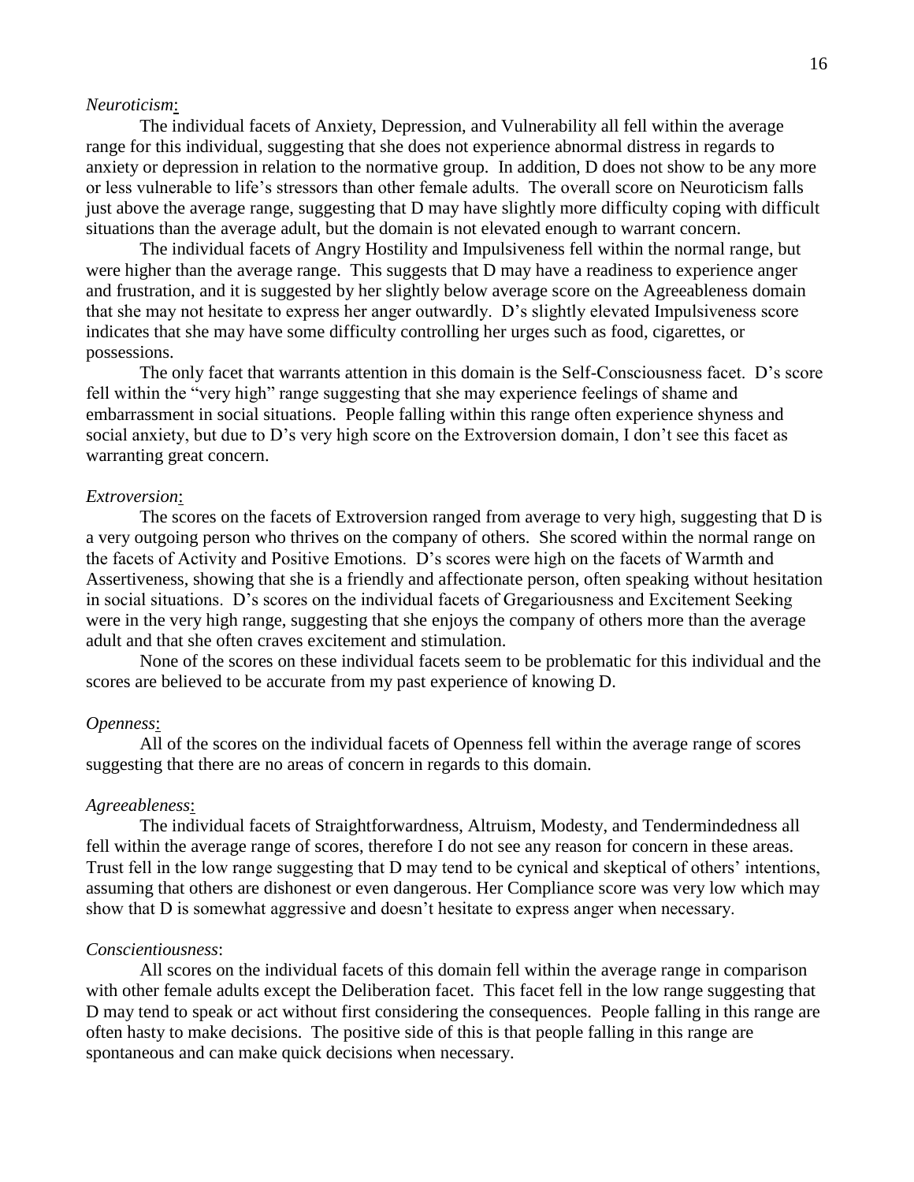*Neuroticism*:

The individual facets of Anxiety, Depression, and Vulnerability all fell within the average range for this individual, suggesting that she does not experience abnormal distress in regards to anxiety or depression in relation to the normative group. In addition, D does not show to be any more or less vulnerable to life's stressors than other female adults. The overall score on Neuroticism falls just above the average range, suggesting that D may have slightly more difficulty coping with difficult situations than the average adult, but the domain is not elevated enough to warrant concern.

The individual facets of Angry Hostility and Impulsiveness fell within the normal range, but were higher than the average range. This suggests that D may have a readiness to experience anger and frustration, and it is suggested by her slightly below average score on the Agreeableness domain that she may not hesitate to express her anger outwardly. D's slightly elevated Impulsiveness score indicates that she may have some difficulty controlling her urges such as food, cigarettes, or possessions.

The only facet that warrants attention in this domain is the Self-Consciousness facet. D's score fell within the "very high" range suggesting that she may experience feelings of shame and embarrassment in social situations. People falling within this range often experience shyness and social anxiety, but due to D's very high score on the Extroversion domain, I don't see this facet as warranting great concern.

*Extroversion*:

The scores on the facets of Extroversion ranged from average to very high, suggesting that D is a very outgoing person who thrives on the company of others. She scored within the normal range on the facets of Activity and Positive Emotions. D's scores were high on the facets of Warmth and Assertiveness, showing that she is a friendly and affectionate person, often speaking without hesitation in social situations. D's scores on the individual facets of Gregariousness and Excitement Seeking were in the very high range, suggesting that she enjoys the company of others more than the average adult and that she often craves excitement and stimulation.

None of the scores on these individual facets seem to be problematic for this individual and the scores are believed to be accurate from my past experience of knowing D.

*Openness*:

All of the scores on the individual facets of Openness fell within the average range of scores suggesting that there are no areas of concern in regards to this domain.

*Agreeableness*:

The individual facets of Straightforwardness, Altruism, Modesty, and Tendermindedness all fell within the average range of scores, therefore I do not see any reason for concern in these areas. Trust fell in the low range suggesting that D may tend to be cynical and skeptical of others' intentions, assuming that others are dishonest or even dangerous. Her Compliance score was very low which may show that D is somewhat aggressive and doesn't hesitate to express anger when necessary.

*Conscientiousness*:

All scores on the individual facets of this domain fell within the average range in comparison with other female adults except the Deliberation facet. This facet fell in the low range suggesting that D may tend to speak or act without first considering the consequences. People falling in this range are often hasty to make decisions. The positive side of this is that people falling in this range are spontaneous and can make quick decisions when necessary.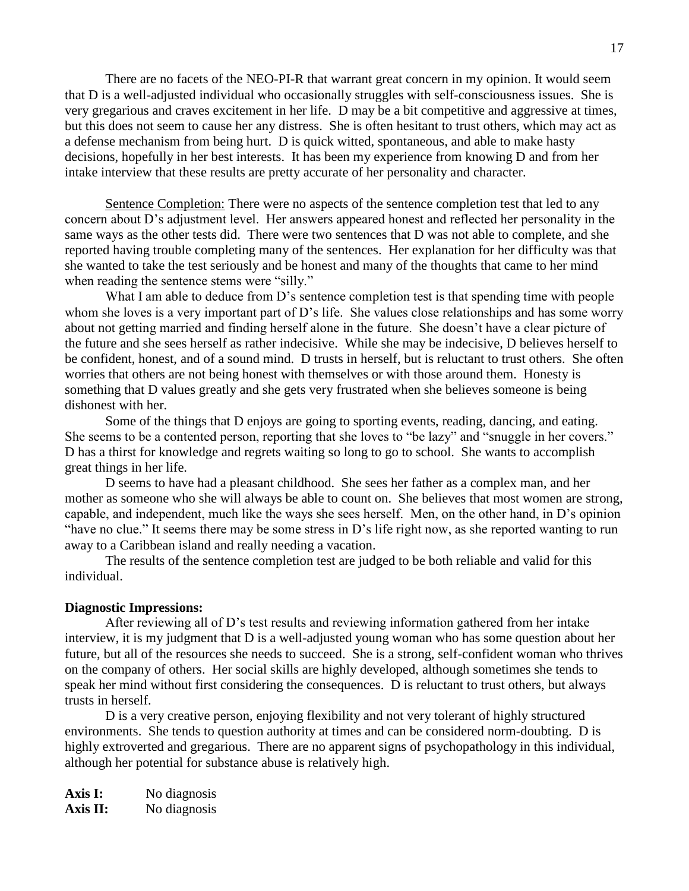There are no facets of the NEO-PI-R that warrant great concern in my opinion. It would seem that D is a well-adjusted individual who occasionally struggles with self-consciousness issues. She is very gregarious and craves excitement in her life. D may be a bit competitive and aggressive at times, but this does not seem to cause her any distress. She is often hesitant to trust others, which may act as a defense mechanism from being hurt. D is quick witted, spontaneous, and able to make hasty decisions, hopefully in her best interests. It has been my experience from knowing D and from her intake interview that these results are pretty accurate of her personality and character.

<u>Sentence Completion:</u> There were no aspects of the sentence completion test that led to any concern about D's adjustment level. Her answers appeared honest and reflected her personality in the same ways as the other tests did. There were two sentences that D was not able to complete, and she reported having trouble completing many of the sentences. Her explanation for her difficulty was that she wanted to take the test seriously and be honest and many of the thoughts that came to her mind when reading the sentence stems were "silly."

What I am able to deduce from D's sentence completion test is that spending time with people whom she loves is a very important part of D's life. She values close relationships and has some worry about not getting married and finding herself alone in the future. She doesn't have a clear picture of the future and she sees herself as rather indecisive. While she may be indecisive, D believes herself to be confident, honest, and of a sound mind. D trusts in herself, but is reluctant to trust others. She often worries that others are not being honest with themselves or with those around them. Honesty is something that D values greatly and she gets very frustrated when she believes someone is being dishonest with her.

Some of the things that D enjoys are going to sporting events, reading, dancing, and eating. She seems to be a contented person, reporting that she loves to "be lazy" and "snuggle in her covers." D has a thirst for knowledge and regrets waiting so long to go to school. She wants to accomplish great things in her life.

D seems to have had a pleasant childhood. She sees her father as a complex man, and her mother as someone who she will always be able to count on. She believes that most women are strong, capable, and independent, much like the ways she sees herself. Men, on the other hand, in D's opinion "have no clue." It seems there may be some stress in D's life right now, as she reported wanting to run away to a Caribbean island and really needing a vacation.

The results of the sentence completion test are judged to be both reliable and valid for this individual.

**Diagnostic Impressions:**

After reviewing all of D's test results and reviewing information gathered from her intake interview, it is my judgment that D is a well-adjusted young woman who has some question about her future, but all of the resources she needs to succeed. She is a strong, self-confident woman who thrives on the company of others. Her social skills are highly developed, although sometimes she tends to speak her mind without first considering the consequences. D is reluctant to trust others, but always trusts in herself.

D is a very creative person, enjoying flexibility and not very tolerant of highly structured environments. She tends to question authority at times and can be considered norm-doubting. D is highly extroverted and gregarious. There are no apparent signs of psychopathology in this individual, although her potential for substance abuse is relatively high.

**Axis I:** No diagnosis
**Axis II:** No diagnosis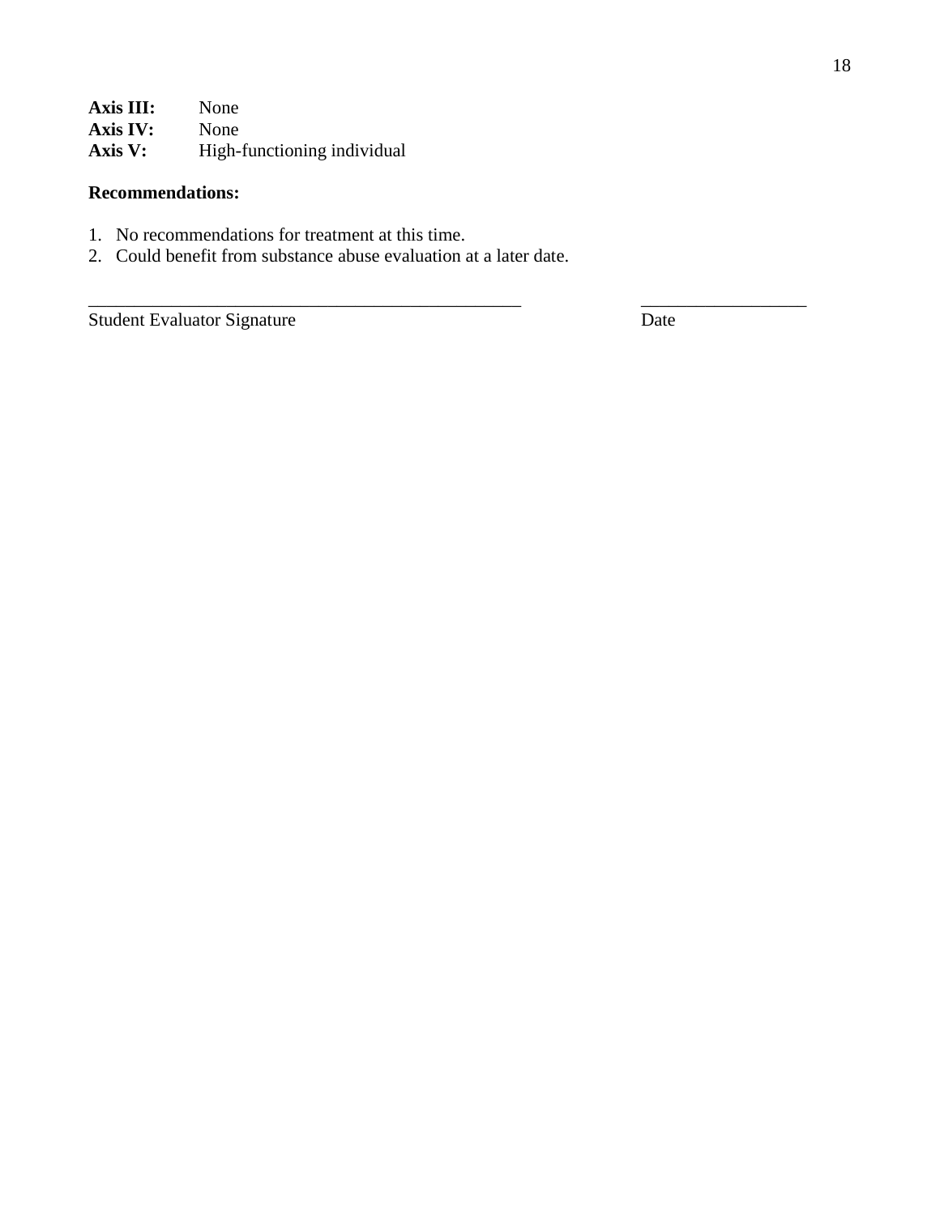**Axis III:** None
**Axis IV:** None
**Axis V:** High-functioning individual

**Recommendations:**

1. No recommendations for treatment at this time.
2. Could benefit from substance abuse evaluation at a later date.

_________________________________________________ __________________
Student Evaluator Signature Date